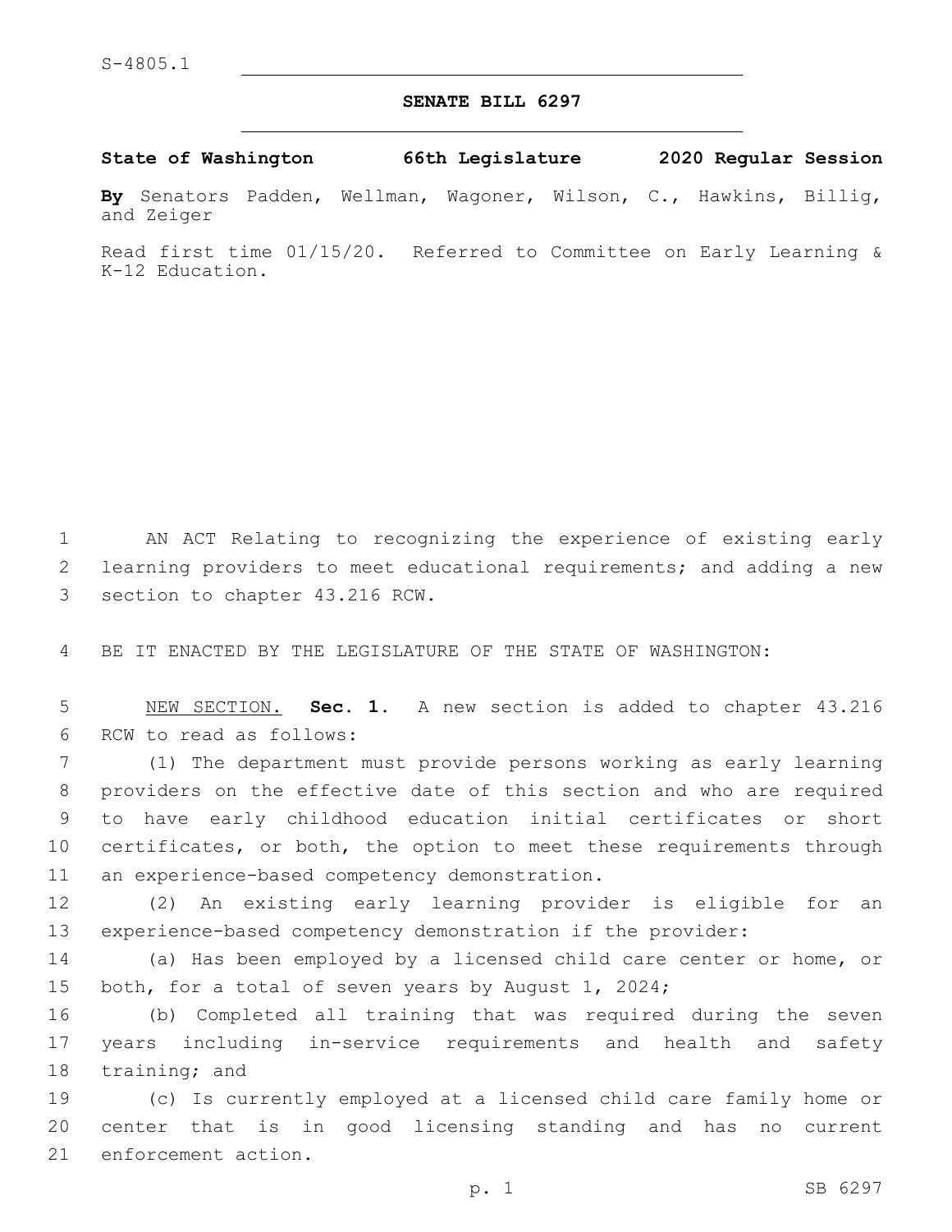S-4805.1

# SENATE BILL 6297

**State of Washington 66th Legislature 2020 Regular Session**

**By** Senators Padden, Wellman, Wagoner, Wilson, C., Hawkins, Billig, and Zeiger

Read first time 01/15/20. Referred to Committee on Early Learning & K-12 Education.

AN ACT Relating to recognizing the experience of existing early learning providers to meet educational requirements; and adding a new section to chapter 43.216 RCW.

BE IT ENACTED BY THE LEGISLATURE OF THE STATE OF WASHINGTON:

NEW SECTION. **Sec. 1.** A new section is added to chapter 43.216 RCW to read as follows:

(1) The department must provide persons working as early learning providers on the effective date of this section and who are required to have early childhood education initial certificates or short certificates, or both, the option to meet these requirements through an experience-based competency demonstration.

(2) An existing early learning provider is eligible for an experience-based competency demonstration if the provider:

(a) Has been employed by a licensed child care center or home, or both, for a total of seven years by August 1, 2024;

(b) Completed all training that was required during the seven years including in-service requirements and health and safety training; and

(c) Is currently employed at a licensed child care family home or center that is in good licensing standing and has no current enforcement action.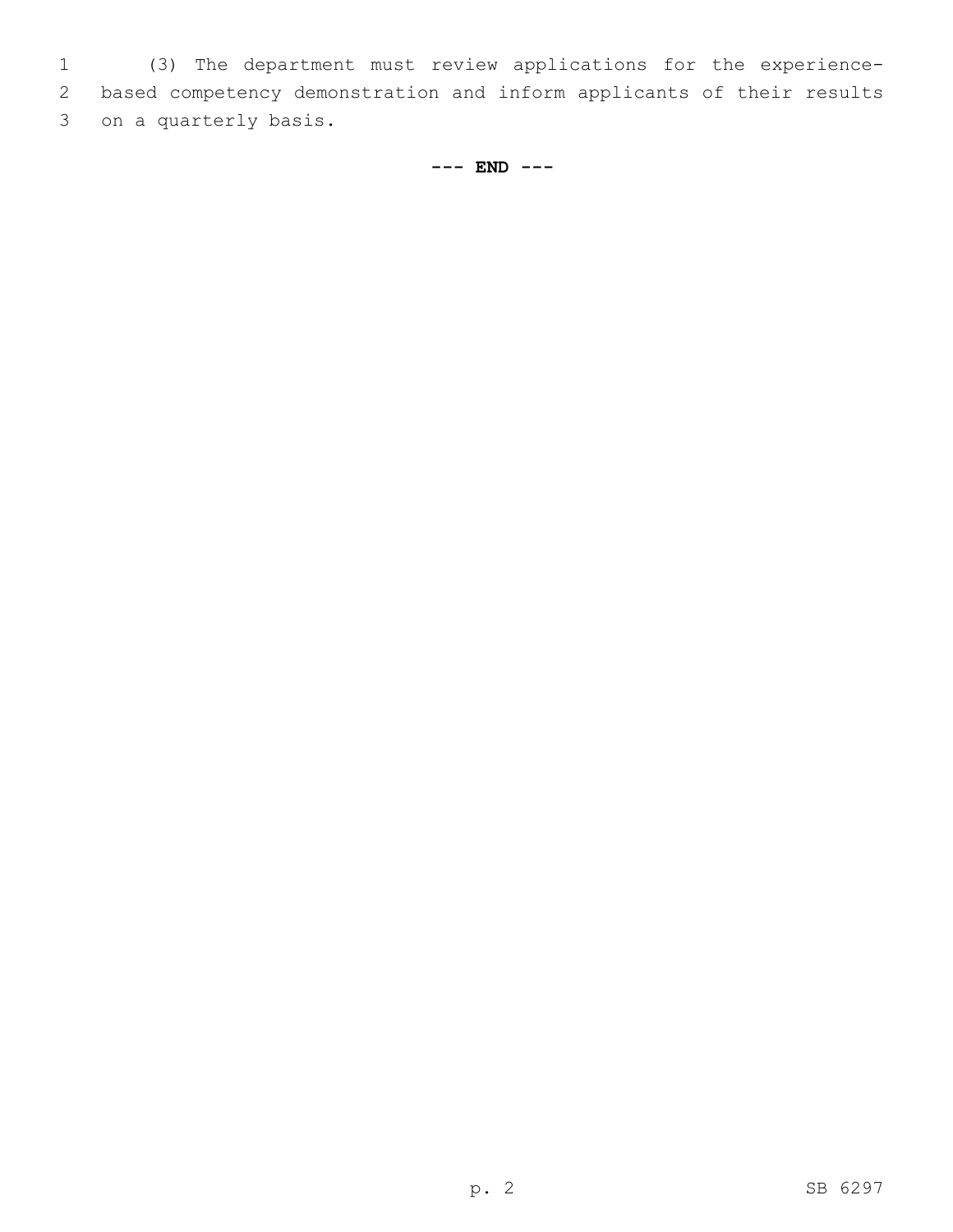(3) The department must review applications for the experience-based competency demonstration and inform applicants of their results on a quarterly basis.

**--- END ---**